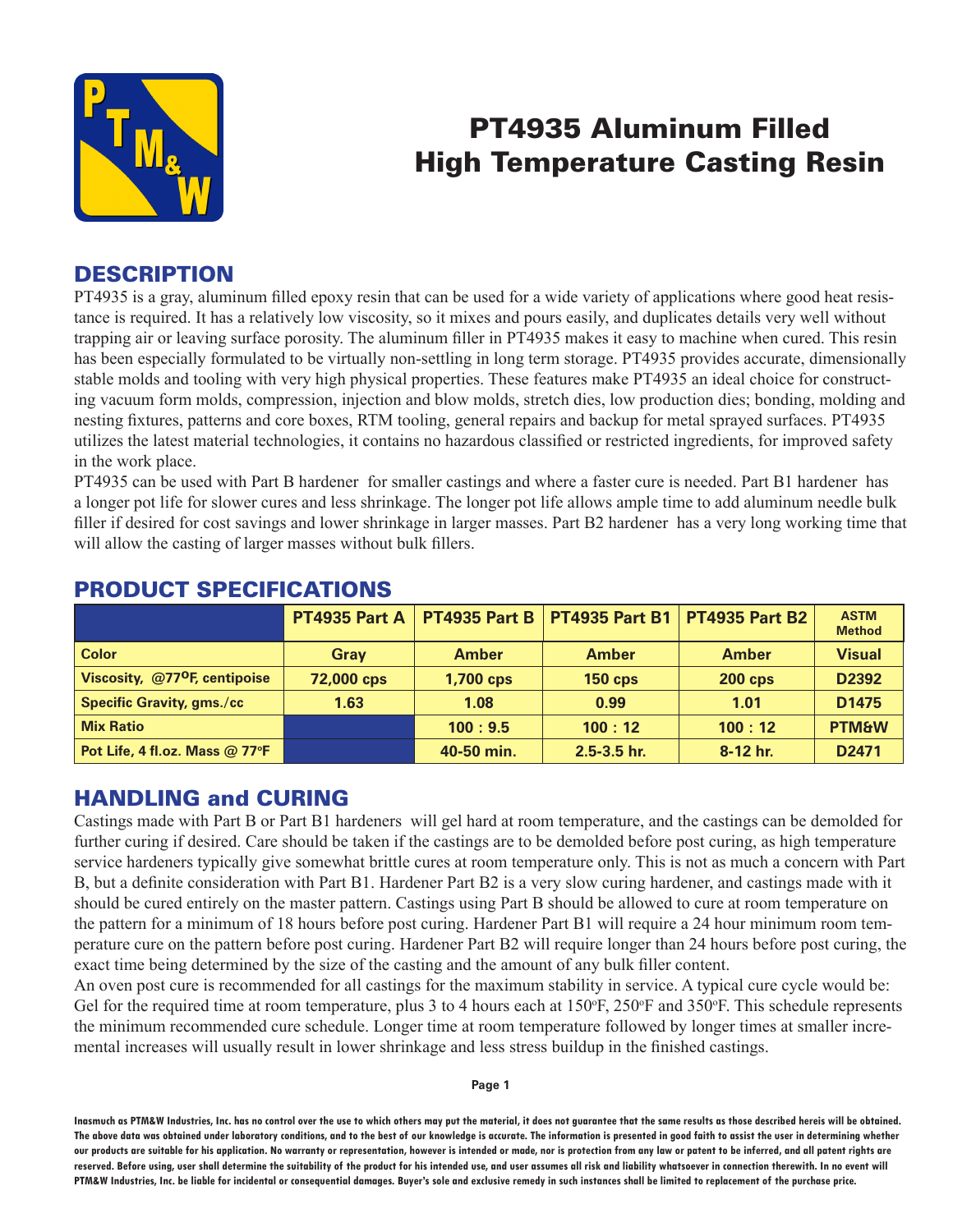# PT4935 Aluminum Filled High Temperature Casting Resin

## DESCRIPTION

PT4935 is a gray, aluminum filled epoxy resin that can be used for a wide variety of applications where good heat resistance is required. It has a relatively low viscosity, so it mixes and pours easily, and duplicates details very well without trapping air or leaving surface porosity. The aluminum filler in PT4935 makes it easy to machine when cured. This resin has been especially formulated to be virtually non-settling in long term storage. PT4935 provides accurate, dimensionally stable molds and tooling with very high physical properties. These features make PT4935 an ideal choice for constructing vacuum form molds, compression, injection and blow molds, stretch dies, low production dies; bonding, molding and nesting fixtures, patterns and core boxes, RTM tooling, general repairs and backup for metal sprayed surfaces. PT4935 utilizes the latest material technologies, it contains no hazardous classified or restricted ingredients, for improved safety in the work place.

PT4935 can be used with Part B hardener for smaller castings and where a faster cure is needed. Part B1 hardener has a longer pot life for slower cures and less shrinkage. The longer pot life allows ample time to add aluminum needle bulk filler if desired for cost savings and lower shrinkage in larger masses. Part B2 hardener has a very long working time that will allow the casting of larger masses without bulk fillers.

## PRODUCT SPECIFICATIONS

| | PT4935 Part A | PT4935 Part B | PT4935 Part B1 | PT4935 Part B2 | ASTM Method |
|---|---|---|---|---|---|
| Color | Gray | Amber | Amber | Amber | Visual |
| Viscosity, @77°F, centipoise | 72,000 cps | 1,700 cps | 150 cps | 200 cps | D2392 |
| Specific Gravity, gms./cc | 1.63 | 1.08 | 0.99 | 1.01 | D1475 |
| Mix Ratio | | 100 : 9.5 | 100 : 12 | 100 : 12 | PTM&W |
| Pot Life, 4 fl.oz. Mass @ 77°F | | 40-50 min. | 2.5-3.5 hr. | 8-12 hr. | D2471 |

## HANDLING and CURING

Castings made with Part B or Part B1 hardeners will gel hard at room temperature, and the castings can be demolded for further curing if desired. Care should be taken if the castings are to be demolded before post curing, as high temperature service hardeners typically give somewhat brittle cures at room temperature only. This is not as much a concern with Part B, but a definite consideration with Part B1. Hardener Part B2 is a very slow curing hardener, and castings made with it should be cured entirely on the master pattern. Castings using Part B should be allowed to cure at room temperature on the pattern for a minimum of 18 hours before post curing. Hardener Part B1 will require a 24 hour minimum room temperature cure on the pattern before post curing. Hardener Part B2 will require longer than 24 hours before post curing, the exact time being determined by the size of the casting and the amount of any bulk filler content.

An oven post cure is recommended for all castings for the maximum stability in service. A typical cure cycle would be: Gel for the required time at room temperature, plus 3 to 4 hours each at 150°F, 250°F and 350°F. This schedule represents the minimum recommended cure schedule. Longer time at room temperature followed by longer times at smaller incremental increases will usually result in lower shrinkage and less stress buildup in the finished castings.

**Inasmuch as PTM&W Industries, Inc. has no control over the use to which others may put the material, it does not guarantee that the same results as those described hereis will be obtained. The above data was obtained under laboratory conditions, and to the best of our knowledge is accurate. The information is presented in good faith to assist the user in determining whether our products are suitable for his application. No warranty or representation, however is intended or made, nor is protection from any law or patent to be inferred, and all patent rights are reserved. Before using, user shall determine the suitability of the product for his intended use, and user assumes all risk and liability whatsoever in connection therewith. In no event will PTM&W Industries, Inc. be liable for incidental or consequential damages. Buyer's sole and exclusive remedy in such instances shall be limited to replacement of the purchase price.**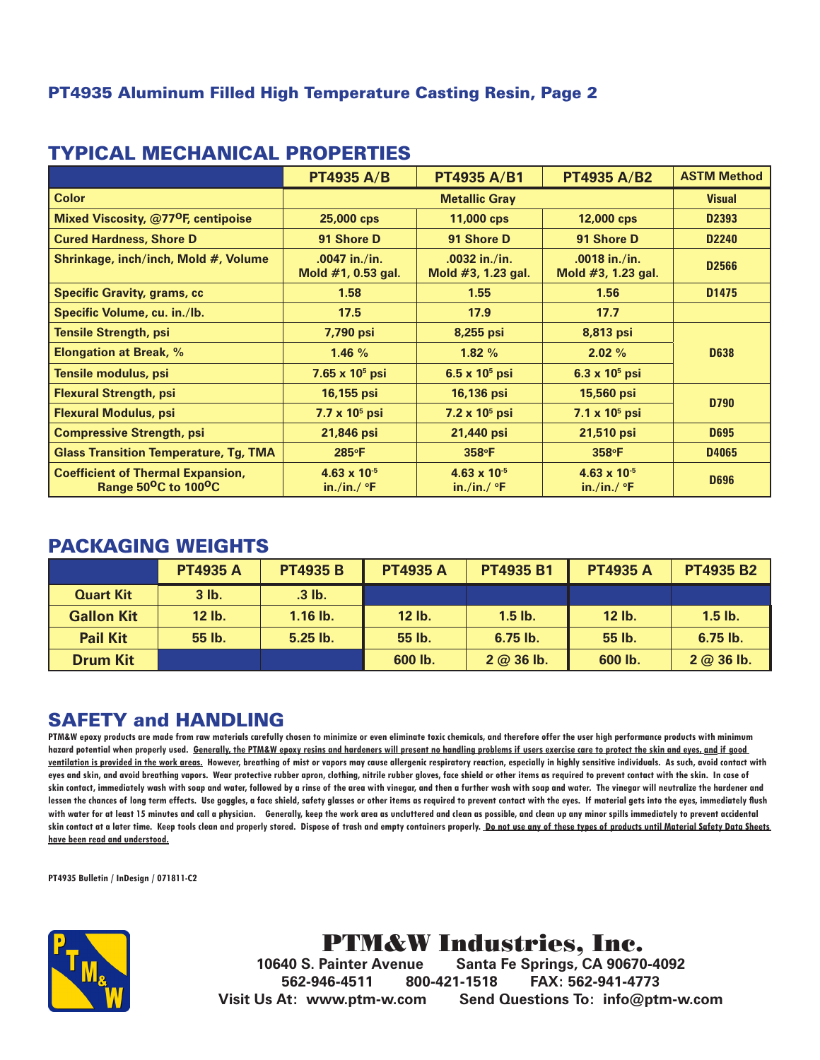PT4935 Aluminum Filled High Temperature Casting Resin, Page 2

## TYPICAL MECHANICAL PROPERTIES

| | PT4935 A/B | PT4935 A/B1 | PT4935 A/B2 | ASTM Method |
|---|---|---|---|---|
| Color | Metallic Gray | | | Visual |
| Mixed Viscosity, @77°F, centipoise | 25,000 cps | 11,000 cps | 12,000 cps | D2393 |
| Cured Hardness, Shore D | 91 Shore D | 91 Shore D | 91 Shore D | D2240 |
| Shrinkage, inch/inch, Mold #, Volume | .0047 in./in. Mold #1, 0.53 gal. | .0032 in./in. Mold #3, 1.23 gal. | .0018 in./in. Mold #3, 1.23 gal. | D2566 |
| Specific Gravity, grams, cc | 1.58 | 1.55 | 1.56 | D1475 |
| Specific Volume, cu. in./lb. | 17.5 | 17.9 | 17.7 | |
| Tensile Strength, psi | 7,790 psi | 8,255 psi | 8,813 psi | D638 |
| Elongation at Break, % | 1.46 % | 1.82 % | 2.02 % | |
| Tensile modulus, psi | $7.65 \times 10^5$ psi | $6.5 \times 10^5$ psi | $6.3 \times 10^5$ psi | |
| Flexural Strength, psi | 16,155 psi | 16,136 psi | 15,560 psi | D790 |
| Flexural Modulus, psi | $7.7 \times 10^5$ psi | $7.2 \times 10^5$ psi | $7.1 \times 10^5$ psi | |
| Compressive Strength, psi | 21,846 psi | 21,440 psi | 21,510 psi | D695 |
| Glass Transition Temperature, Tg, TMA | 285°F | 358°F | 358°F | D4065 |
| Coefficient of Thermal Expansion, Range 50°C to 100°C | $4.63 \times 10^{-5}$ in./in./ °F | $4.63 \times 10^{-5}$ in./in./ °F | $4.63 \times 10^{-5}$ in./in./ °F | D696 |

## PACKAGING WEIGHTS

| | PT4935 A | PT4935 B | PT4935 A | PT4935 B1 | PT4935 A | PT4935 B2 |
|---|---|---|---|---|---|---|
| Quart Kit | 3 lb. | .3 lb. | | | | |
| Gallon Kit | 12 lb. | 1.16 lb. | 12 lb. | 1.5 lb. | 12 lb. | 1.5 lb. |
| Pail Kit | 55 lb. | 5.25 lb. | 55 lb. | 6.75 lb. | 55 lb. | 6.75 lb. |
| Drum Kit | | | 600 lb. | 2 @ 36 lb. | 600 lb. | 2 @ 36 lb. |

## SAFETY and HANDLING

PTM&W epoxy products are made from raw materials carefully chosen to minimize or even eliminate toxic chemicals, and therefore offer the user high performance products with minimum hazard potential when properly used. Generally, the PTM&W epoxy resins and hardeners will present no handling problems if users exercise care to protect the skin and eyes, and if good ventilation is provided in the work areas. However, breathing of mist or vapors may cause allergenic respiratory reaction, especially in highly sensitive individuals. As such, avoid contact with eyes and skin, and avoid breathing vapors. Wear protective rubber apron, clothing, nitrile rubber gloves, face shield or other items as required to prevent contact with the skin. In case of skin contact, immediately wash with soap and water, followed by a rinse of the area with vinegar, and then a further wash with soap and water. The vinegar will neutralize the hardener and lessen the chances of long term effects. Use goggles, a face shield, safety glasses or other items as required to prevent contact with the eyes. If material gets into the eyes, immediately flush with water for at least 15 minutes and call a physician. Generally, keep the work area as uncluttered and clean as possible, and clean up any minor spills immediately to prevent accidental skin contact at a later time. Keep tools clean and properly stored. Dispose of trash and empty containers properly. Do not use any of these types of products until Material Safety Data Sheets have been read and understood.

PT4935 Bulletin / InDesign / 071811-C2

**PTM&W Industries, Inc.**
10640 S. Painter Avenue Santa Fe Springs, CA 90670-4092
562-946-4511 800-421-1518 FAX: 562-941-4773
Visit Us At: www.ptm-w.com Send Questions To: info@ptm-w.com